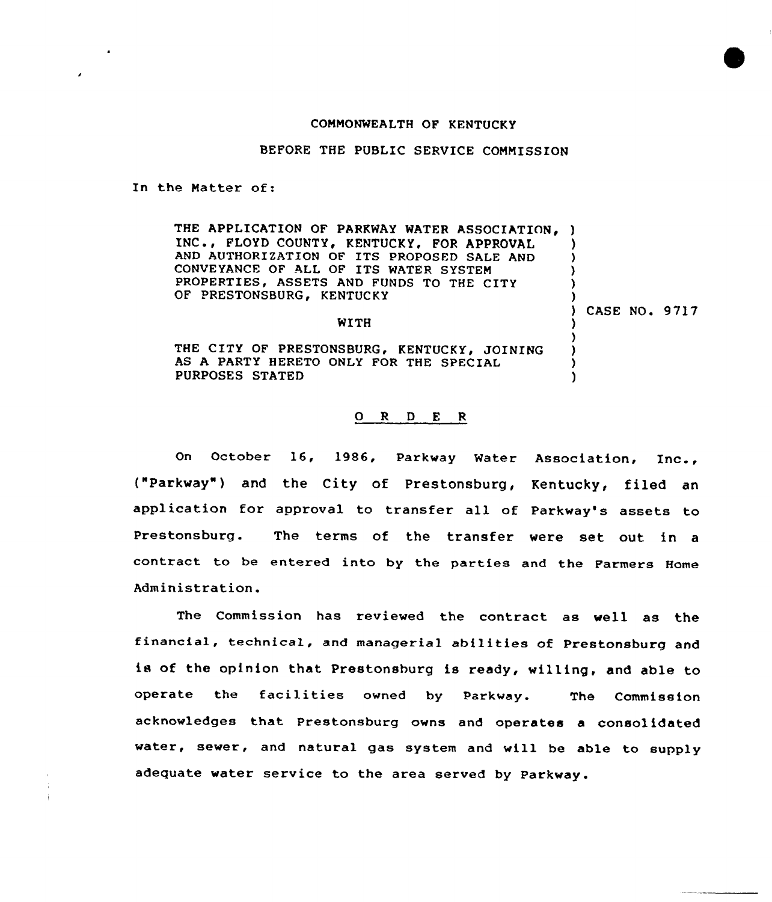COMMONWEALTH OF KENTUCKY

BEFORE THE PUBLIC SERVICE COMMISSION

In the Matter of:

THE APPLICATION OF PARKWAY WATER ASSOCIATION, INC., FLOYD COUNTY, KENTUCKY, FOR APPROVAL AND AUTHORIZATION OF ITS PROPOSED SALE AND CONVEYANCE OF ALL OF ITS WATER SYSTEM PROPERTIES, ASSETS AND FUNDS TO THE CITY OF PRESTONSBURG, KENTUCKY

WITH

THE CITY OF PRESTONSBURG, KENTUCKY, JOINING AS A PARTY HERETO ONLY FOR THE SPECIAL PURPOSES STATED

) CASE NO. 9717

O R D E R

On October 16, 1986, Parkway Water Association, Inc., ("Parkway") and the City of Prestonsburg, Kentucky, filed an application for approval to transfer all of Parkway's assets to Prestonsburg. The terms of the transfer were set out in a contract to be entered into by the parties and the Farmers Home Administration.

The Commission has reviewed the contract as well as the financial, technical, and managerial abilities of Prestonsburg and is of the opinion that Prestonsburg is ready, willing, and able to operate the facilities owned by Parkway. The Commission acknowledges that Prestonsburg owns and operates a consolidated water, sewer, and natural gas system and will be able to supply adequate water service to the area served by Parkway.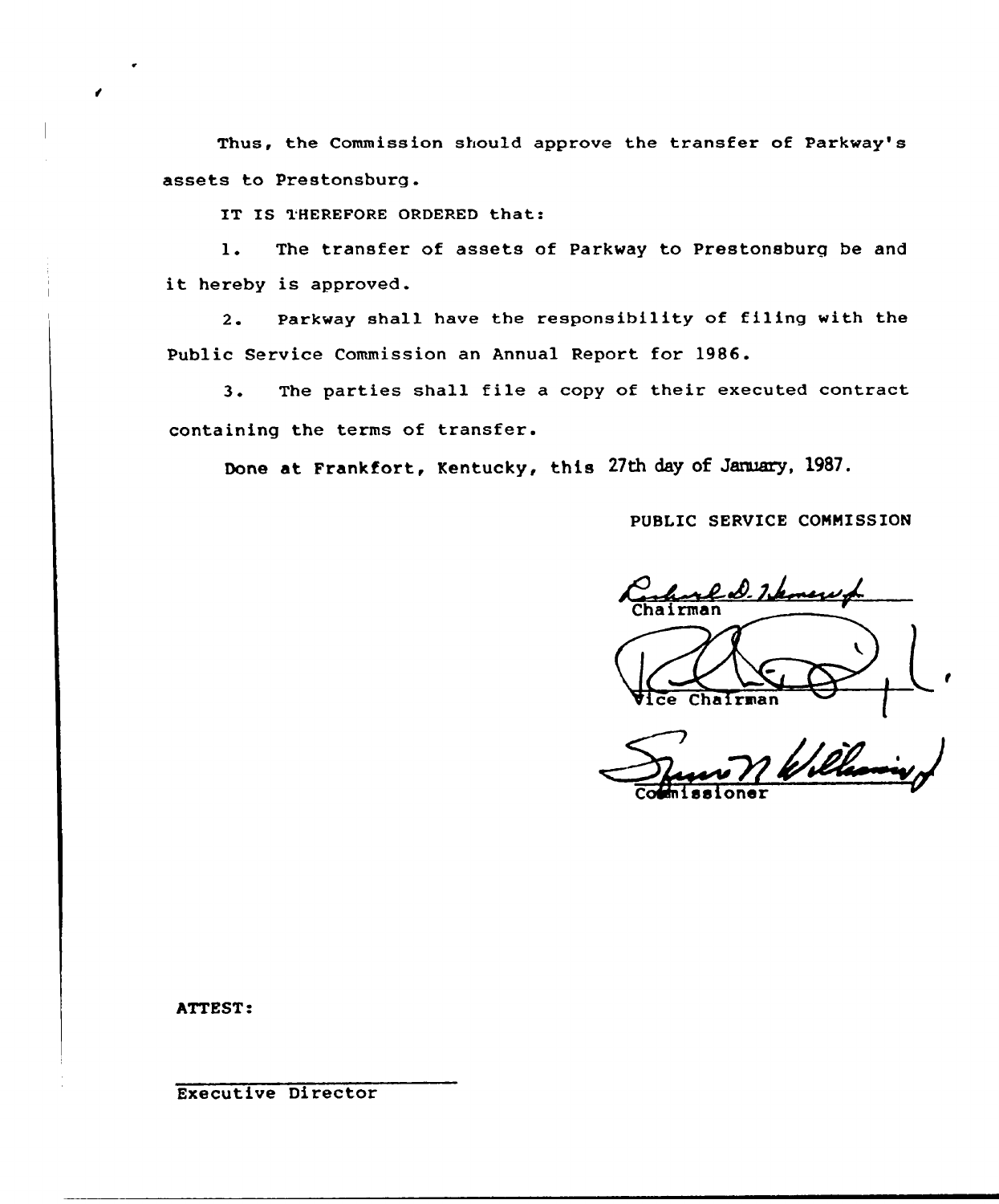Thus, the Commission should approve the transfer of Parkway's assets to Prestonsburg.

IT IS THEREFORE ORDERED that:

1. The transfer of assets of Parkway to Prestonsburg be and it hereby is approved.

2. Parkway shall have the responsibility of filing with the Public Service Commission an Annual Report for 1986.

3. The parties shall file a copy of their executed contract containing the terms of transfer.

Done at Frankfort, Kentucky, this 27th day of January, 1987.

PUBLIC SERVICE COMMISSION

Chairman

Vice Chairman

Commissioner

ATTEST:

Executive Director